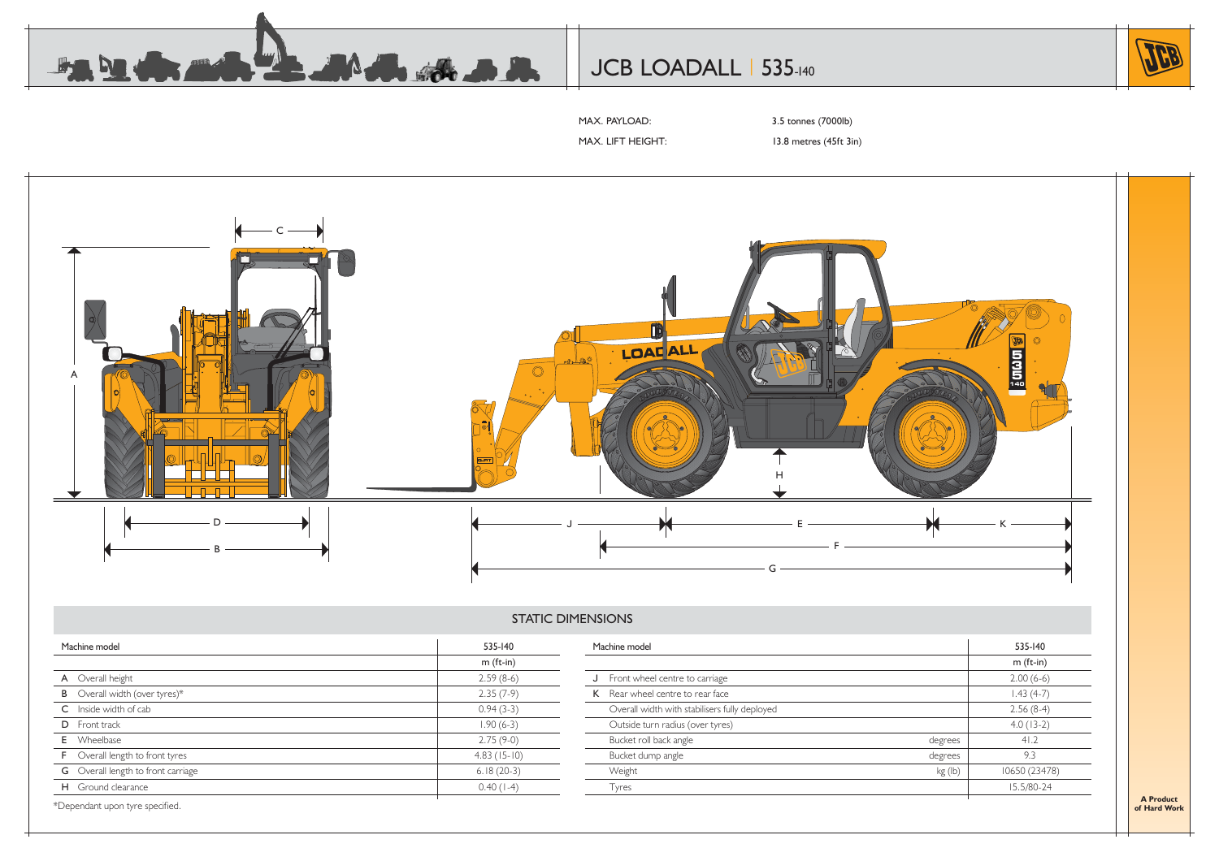# JCB LOADALL | 535-140

MAX. PAYLOAD: 3.5 tonnes (7000lb)

MAX. LIFT HEIGHT: 13.8 metres (45ft 3in)

## STATIC DIMENSIONS

| Machine model | | 535-140 |
|---|---|---|
| | | m (ft-in) |
| A | Overall height | 2.59 (8-6) |
| B | Overall width (over tyres)* | 2.35 (7-9) |
| C | Inside width of cab | 0.94 (3-3) |
| D | Front track | 1.90 (6-3) |
| E | Wheelbase | 2.75 (9-0) |
| F | Overall length to front tyres | 4.83 (15-10) |
| G | Overall length to front carriage | 6.18 (20-3) |
| H | Ground clearance | 0.40 (1-4) |

| Machine model | | | 535-140 |
|---|---|---|---|
| | | | m (ft-in) |
| J | Front wheel centre to carriage | | 2.00 (6-6) |
| K | Rear wheel centre to rear face | | 1.43 (4-7) |
| | Overall width with stabilisers fully deployed | | 2.56 (8-4) |
| | Outside turn radius (over tyres) | | 4.0 (13-2) |
| | Bucket roll back angle | degrees | 41.2 |
| | Bucket dump angle | degrees | 9.3 |
| | Weight | kg (lb) | 10650 (23478) |
| | Tyres | | 15.5/80-24 |

*Dependant upon tyre specified.

A Product of Hard Work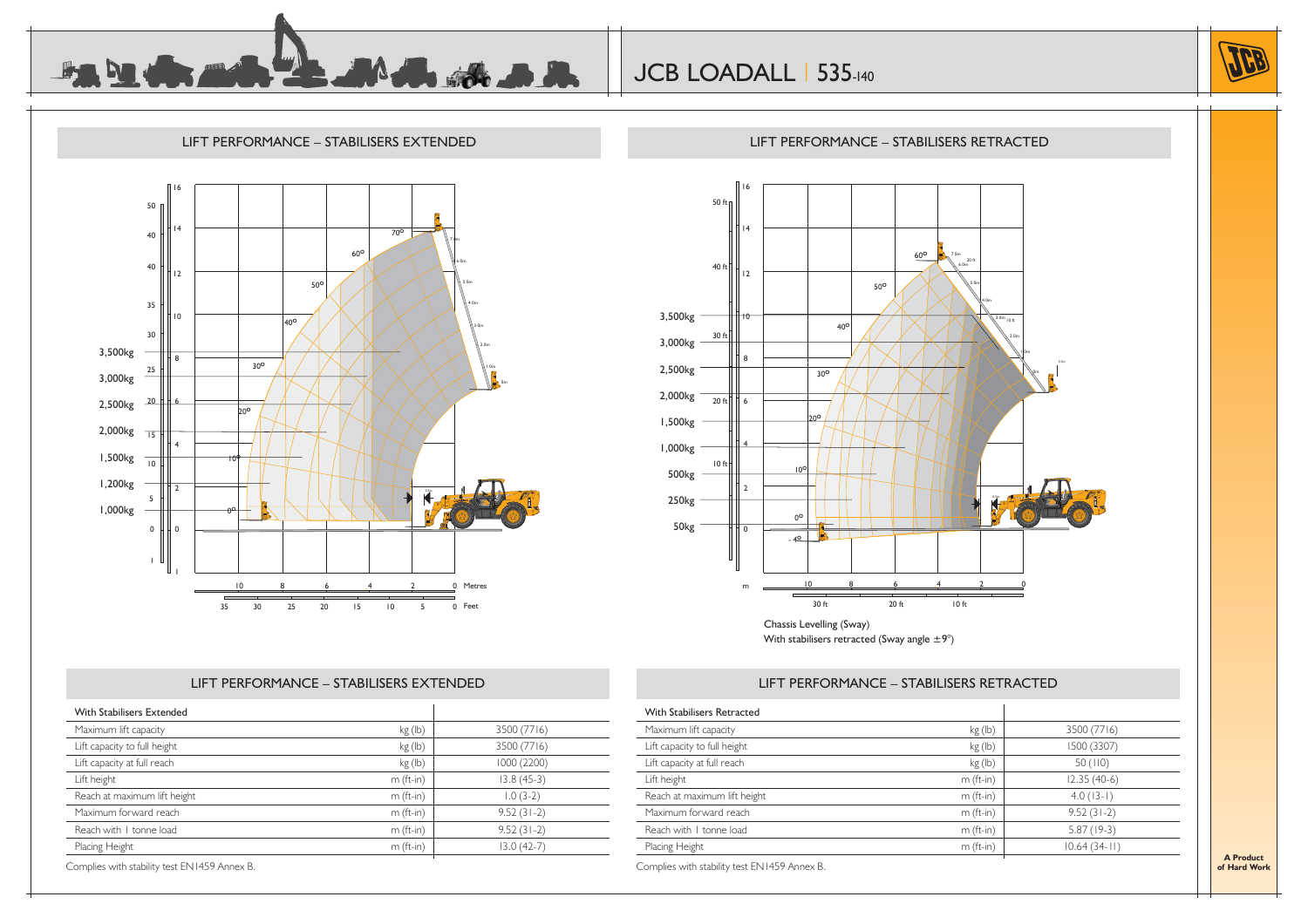# JCB LOADALL | 535-140

## LIFT PERFORMANCE – STABILISERS EXTENDED

## LIFT PERFORMANCE – STABILISERS RETRACTED

Chassis Levelling (Sway)
With stabilisers retracted (Sway angle ±9°)

## LIFT PERFORMANCE – STABILISERS EXTENDED

| With Stabilisers Extended | | |
|---|---|---|
| Maximum lift capacity | kg (lb) | 3500 (7716) |
| Lift capacity to full height | kg (lb) | 3500 (7716) |
| Lift capacity at full reach | kg (lb) | 1000 (2200) |
| Lift height | m (ft-in) | 13.8 (45-3) |
| Reach at maximum lift height | m (ft-in) | 1.0 (3-2) |
| Maximum forward reach | m (ft-in) | 9.52 (31-2) |
| Reach with 1 tonne load | m (ft-in) | 9.52 (31-2) |
| Placing Height | m (ft-in) | 13.0 (42-7) |

Complies with stability test EN1459 Annex B.

## LIFT PERFORMANCE – STABILISERS RETRACTED

| With Stabilisers Retracted | | |
|---|---|---|
| Maximum lift capacity | kg (lb) | 3500 (7716) |
| Lift capacity to full height | kg (lb) | 1500 (3307) |
| Lift capacity at full reach | kg (lb) | 50 (110) |
| Lift height | m (ft-in) | 12.35 (40-6) |
| Reach at maximum lift height | m (ft-in) | 4.0 (13-1) |
| Maximum forward reach | m (ft-in) | 9.52 (31-2) |
| Reach with 1 tonne load | m (ft-in) | 5.87 (19-3) |
| Placing Height | m (ft-in) | 10.64 (34-11) |

Complies with stability test EN1459 Annex B.

**A Product of Hard Work**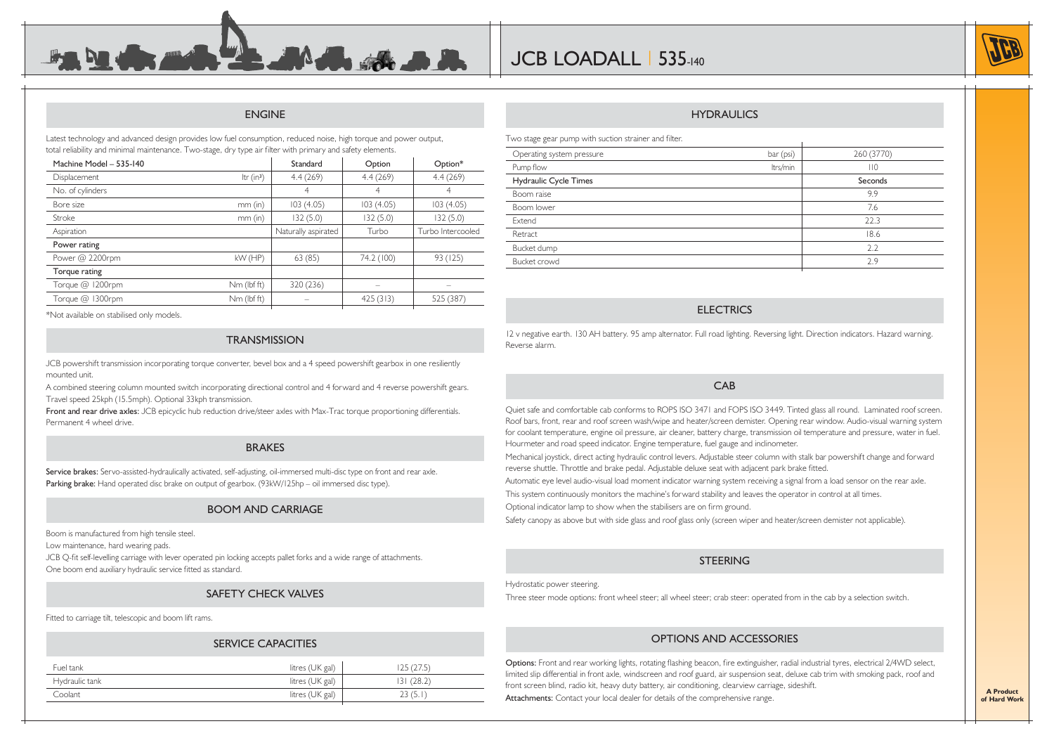// JCB LOADALL | 535-140

## ENGINE

Latest technology and advanced design provides low fuel consumption, reduced noise, high torque and power output, total reliability and minimal maintenance. Two-stage, dry type air filter with primary and safety elements.

| Machine Model – 535-140 | | Standard | Option | Option* |
|---|---|---|---|---|
| Displacement | ltr (in³) | 4.4 (269) | 4.4 (269) | 4.4 (269) |
| No. of cylinders | | 4 | 4 | 4 |
| Bore size | mm (in) | 103 (4.05) | 103 (4.05) | 103 (4.05) |
| Stroke | mm (in) | 132 (5.0) | 132 (5.0) | 132 (5.0) |
| Aspiration | | Naturally aspirated | Turbo | Turbo Intercooled |
| **Power rating** | | | | |
| Power @ 2200rpm | kW (HP) | 63 (85) | 74.2 (100) | 93 (125) |
| **Torque rating** | | | | |
| Torque @ 1200rpm | Nm (lbf ft) | 320 (236) | – | – |
| Torque @ 1300rpm | Nm (lbf ft) | – | 425 (313) | 525 (387) |

*Not available on stabilised only models.

## TRANSMISSION

JCB powershift transmission incorporating torque converter, bevel box and a 4 speed powershift gearbox in one resiliently mounted unit.

A combined steering column mounted switch incorporating directional control and 4 forward and 4 reverse powershift gears. Travel speed 25kph (15.5mph). Optional 33kph transmission.

**Front and rear drive axles:** JCB epicyclic hub reduction drive/steer axles with Max-Trac torque proportioning differentials. Permanent 4 wheel drive.

## BRAKES

**Service brakes:** Servo-assisted-hydraulically activated, self-adjusting, oil-immersed multi-disc type on front and rear axle.
**Parking brake:** Hand operated disc brake on output of gearbox. (93kW/125hp – oil immersed disc type).

## BOOM AND CARRIAGE

Boom is manufactured from high tensile steel.

Low maintenance, hard wearing pads.

JCB Q-fit self-levelling carriage with lever operated pin locking accepts pallet forks and a wide range of attachments.

One boom end auxiliary hydraulic service fitted as standard.

## SAFETY CHECK VALVES

Fitted to carriage tilt, telescopic and boom lift rams.

## SERVICE CAPACITIES

| | | |
|---|---|---|
| Fuel tank | litres (UK gal) | 125 (27.5) |
| Hydraulic tank | litres (UK gal) | 131 (28.2) |
| Coolant | litres (UK gal) | 23 (5.1) |

## HYDRAULICS

Two stage gear pump with suction strainer and filter.

| | | |
|---|---|---|
| Operating system pressure | bar (psi) | 260 (3770) |
| Pump flow | ltrs/min | 110 |
| **Hydraulic Cycle Times** | | **Seconds** |
| Boom raise | | 9.9 |
| Boom lower | | 7.6 |
| Extend | | 22.3 |
| Retract | | 18.6 |
| Bucket dump | | 2.2 |
| Bucket crowd | | 2.9 |

## ELECTRICS

12 v negative earth. 130 AH battery. 95 amp alternator. Full road lighting. Reversing light. Direction indicators. Hazard warning. Reverse alarm.

## CAB

Quiet safe and comfortable cab conforms to ROPS ISO 3471 and FOPS ISO 3449. Tinted glass all round. Laminated roof screen. Roof bars, front, rear and roof screen wash/wipe and heater/screen demister. Opening rear window. Audio-visual warning system for coolant temperature, engine oil pressure, air cleaner, battery charge, transmission oil temperature and pressure, water in fuel. Hourmeter and road speed indicator. Engine temperature, fuel gauge and inclinometer.

Mechanical joystick, direct acting hydraulic control levers. Adjustable steer column with stalk bar powershift change and forward reverse shuttle. Throttle and brake pedal. Adjustable deluxe seat with adjacent park brake fitted.

Automatic eye level audio-visual load moment indicator warning system receiving a signal from a load sensor on the rear axle.

This system continuously monitors the machine's forward stability and leaves the operator in control at all times.

Optional indicator lamp to show when the stabilisers are on firm ground.

Safety canopy as above but with side glass and roof glass only (screen wiper and heater/screen demister not applicable).

## STEERING

Hydrostatic power steering.

Three steer mode options: front wheel steer; all wheel steer; crab steer: operated from in the cab by a selection switch.

## OPTIONS AND ACCESSORIES

**Options:** Front and rear working lights, rotating flashing beacon, fire extinguisher, radial industrial tyres, electrical 2/4WD select, limited slip differential in front axle, windscreen and roof guard, air suspension seat, deluxe cab trim with smoking pack, roof and front screen blind, radio kit, heavy duty battery, air conditioning, clearview carriage, sideshift.

**Attachments:** Contact your local dealer for details of the comprehensive range.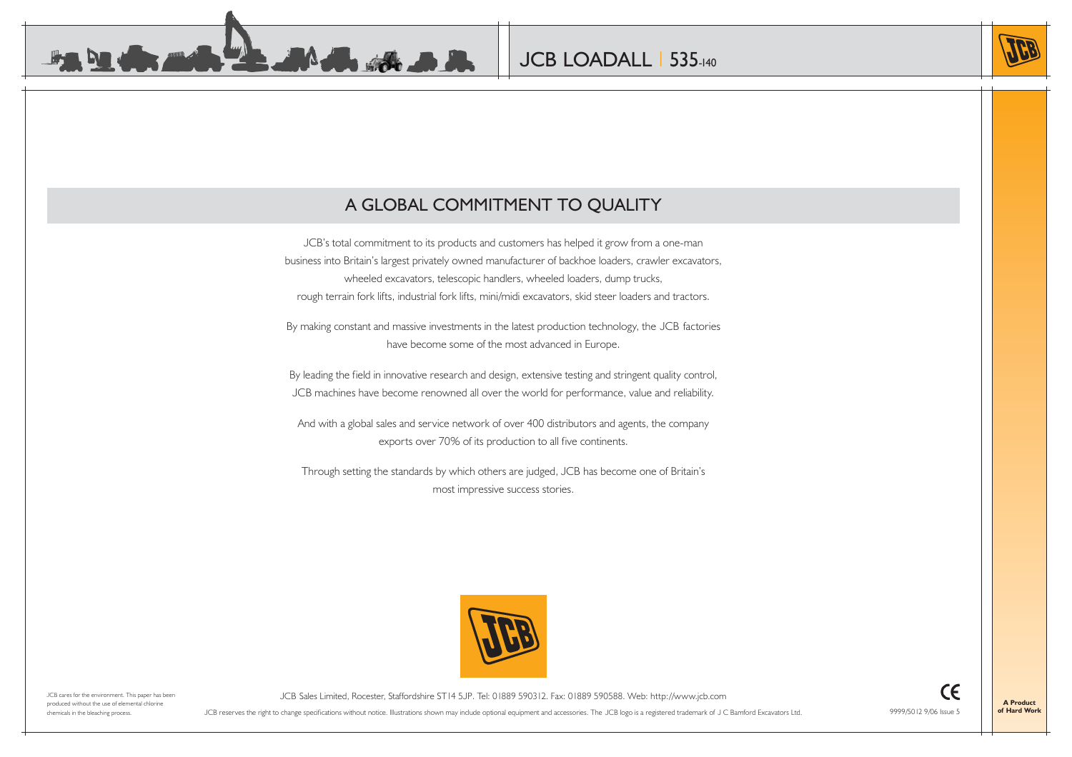# A GLOBAL COMMITMENT TO QUALITY

JCB's total commitment to its products and customers has helped it grow from a one-man business into Britain's largest privately owned manufacturer of backhoe loaders, crawler excavators, wheeled excavators, telescopic handlers, wheeled loaders, dump trucks, rough terrain fork lifts, industrial fork lifts, mini/midi excavators, skid steer loaders and tractors.

By making constant and massive investments in the latest production technology, the JCB factories have become some of the most advanced in Europe.

By leading the field in innovative research and design, extensive testing and stringent quality control, JCB machines have become renowned all over the world for performance, value and reliability.

And with a global sales and service network of over 400 distributors and agents, the company exports over 70% of its production to all five continents.

Through setting the standards by which others are judged, JCB has become one of Britain's most impressive success stories.

JCB cares for the environment. This paper has been produced without the use of elemental chlorine chemicals in the bleaching process.

JCB Sales Limited, Rocester, Staffordshire ST14 5JP. Tel: 01889 590312. Fax: 01889 590588. Web: http://www.jcb.com

JCB reserves the right to change specifications without notice. Illustrations shown may include optional equipment and accessories. The JCB logo is a registered trademark of J C Bamford Excavators Ltd.

9999/5012 9/06 Issue 5

**A Product of Hard Work**